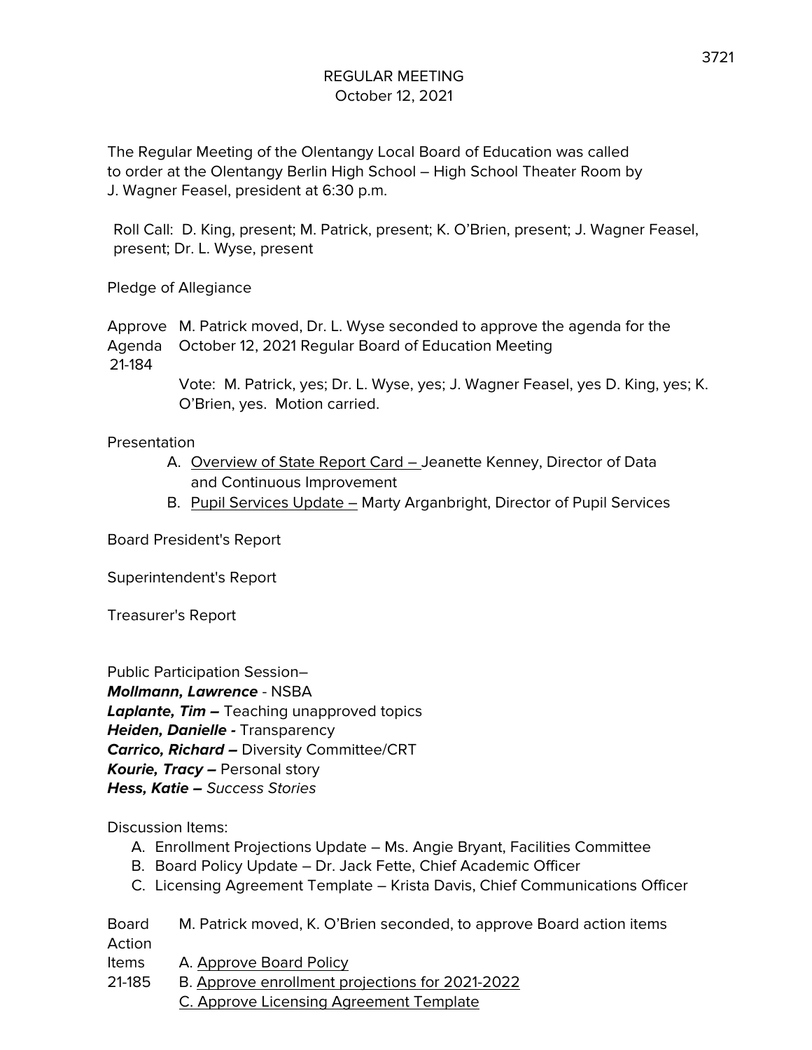# REGULAR MEETING
October 12, 2021

The Regular Meeting of the Olentangy Local Board of Education was called to order at the Olentangy Berlin High School – High School Theater Room by J. Wagner Feasel, president at 6:30 p.m.

Roll Call: D. King, present; M. Patrick, present; K. O'Brien, present; J. Wagner Feasel, present; Dr. L. Wyse, present

Pledge of Allegiance

Approve Agenda 21-184

M. Patrick moved, Dr. L. Wyse seconded to approve the agenda for the October 12, 2021 Regular Board of Education Meeting

Vote: M. Patrick, yes; Dr. L. Wyse, yes; J. Wagner Feasel, yes D. King, yes; K. O'Brien, yes. Motion carried.

Presentation

A. Overview of State Report Card – Jeanette Kenney, Director of Data and Continuous Improvement
B. Pupil Services Update – Marty Arganbright, Director of Pupil Services

Board President's Report

Superintendent's Report

Treasurer's Report

Public Participation Session–
***Mollmann, Lawrence*** - NSBA
***Laplante, Tim –*** Teaching unapproved topics
***Heiden, Danielle -*** Transparency
***Carrico, Richard –*** Diversity Committee/CRT
***Kourie, Tracy –*** Personal story
***Hess, Katie –*** *Success Stories*

Discussion Items:

A. Enrollment Projections Update – Ms. Angie Bryant, Facilities Committee
B. Board Policy Update – Dr. Jack Fette, Chief Academic Officer
C. Licensing Agreement Template – Krista Davis, Chief Communications Officer

Board Action Items 21-185

M. Patrick moved, K. O'Brien seconded, to approve Board action items

A. Approve Board Policy
B. Approve enrollment projections for 2021-2022
C. Approve Licensing Agreement Template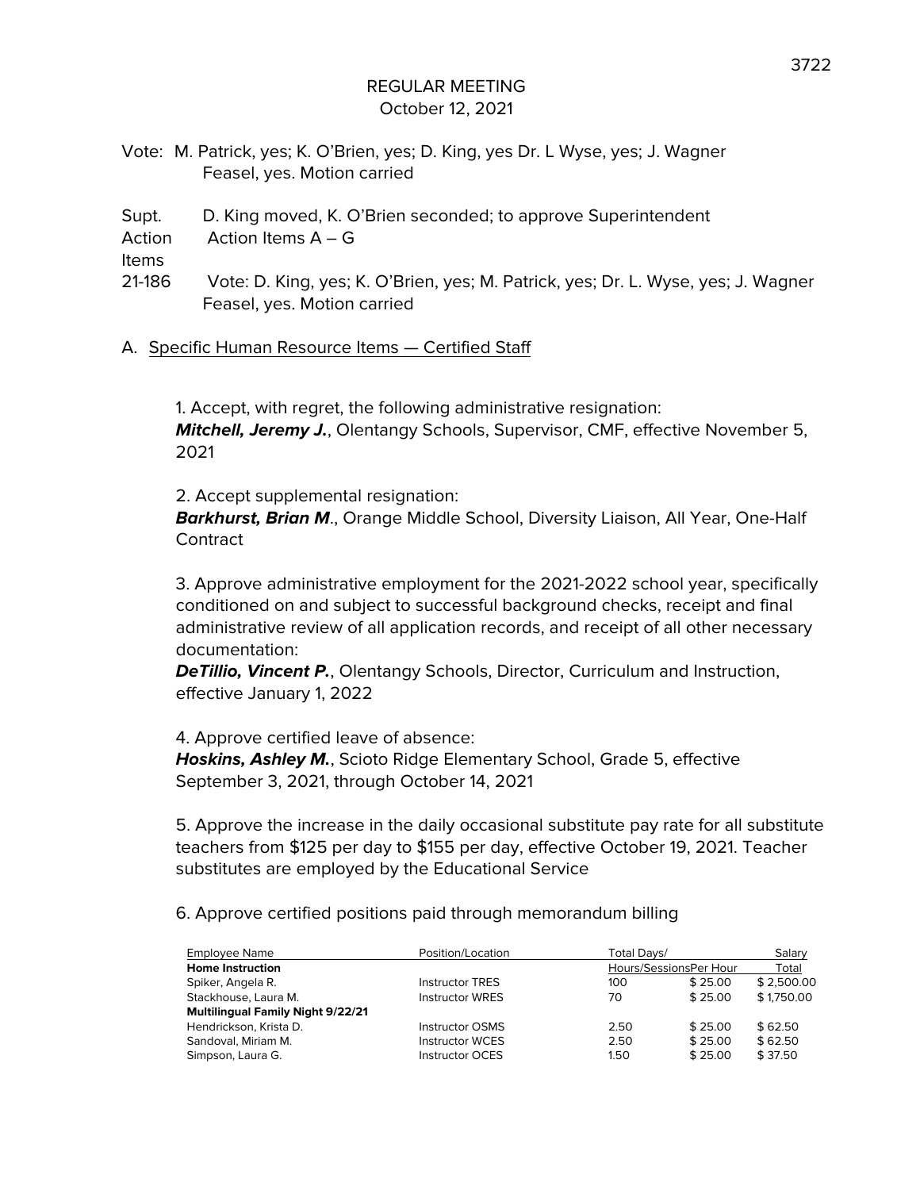# REGULAR MEETING
October 12, 2021

Vote: M. Patrick, yes; K. O'Brien, yes; D. King, yes Dr. L Wyse, yes; J. Wagner Feasel, yes. Motion carried

Supt. Action Items 21-186 — D. King moved, K. O'Brien seconded; to approve Superintendent Action Items A – G

Vote: D. King, yes; K. O'Brien, yes; M. Patrick, yes; Dr. L. Wyse, yes; J. Wagner Feasel, yes. Motion carried

A. Specific Human Resource Items — Certified Staff

1. Accept, with regret, the following administrative resignation:
***Mitchell, Jeremy J.***, Olentangy Schools, Supervisor, CMF, effective November 5, 2021

2. Accept supplemental resignation:
***Barkhurst, Brian M***., Orange Middle School, Diversity Liaison, All Year, One-Half Contract

3. Approve administrative employment for the 2021-2022 school year, specifically conditioned on and subject to successful background checks, receipt and final administrative review of all application records, and receipt of all other necessary documentation:
***DeTillio, Vincent P.***, Olentangy Schools, Director, Curriculum and Instruction, effective January 1, 2022

4. Approve certified leave of absence:
***Hoskins, Ashley M.***, Scioto Ridge Elementary School, Grade 5, effective September 3, 2021, through October 14, 2021

5. Approve the increase in the daily occasional substitute pay rate for all substitute teachers from $125 per day to $155 per day, effective October 19, 2021. Teacher substitutes are employed by the Educational Service

6. Approve certified positions paid through memorandum billing

| Employee Name | Position/Location | Total Days/ Hours/Sessions | Per Hour | Salary Total |
|---|---|---|---|---|
| **Home Instruction** | | | | |
| Spiker, Angela R. | Instructor TRES | 100 | $ 25.00 | $ 2,500.00 |
| Stackhouse, Laura M. | Instructor WRES | 70 | $ 25.00 | $ 1,750.00 |
| **Multilingual Family Night 9/22/21** | | | | |
| Hendrickson, Krista D. | Instructor OSMS | 2.50 | $ 25.00 | $ 62.50 |
| Sandoval, Miriam M. | Instructor WCES | 2.50 | $ 25.00 | $ 62.50 |
| Simpson, Laura G. | Instructor OCES | 1.50 | $ 25.00 | $ 37.50 |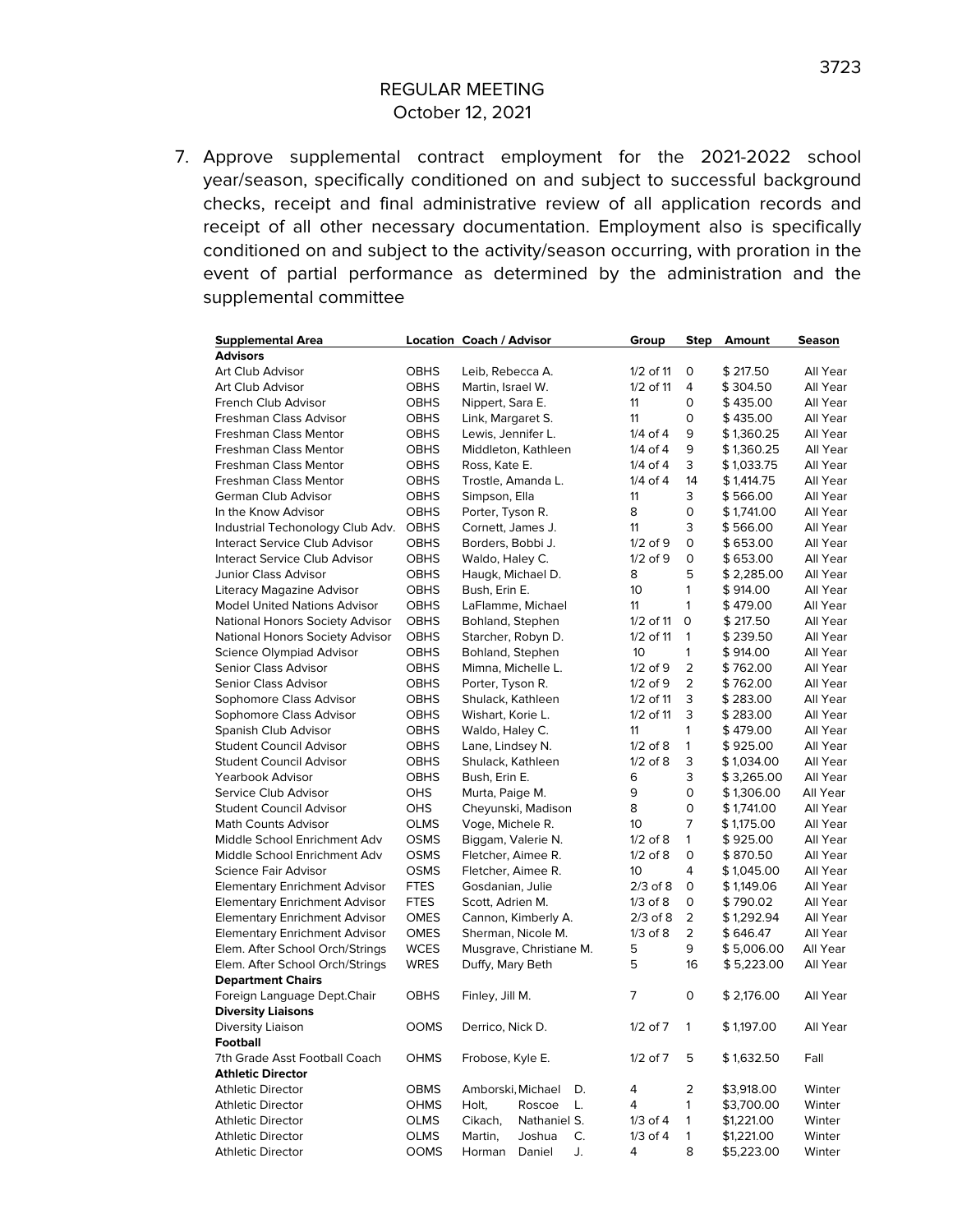REGULAR MEETING
October 12, 2021

7. Approve supplemental contract employment for the 2021-2022 school year/season, specifically conditioned on and subject to successful background checks, receipt and final administrative review of all application records and receipt of all other necessary documentation. Employment also is specifically conditioned on and subject to the activity/season occurring, with proration in the event of partial performance as determined by the administration and the supplemental committee

| Supplemental Area | Location | Coach / Advisor | Group | Step | Amount | Season |
|---|---|---|---|---|---|---|
| **Advisors** | | | | | | |
| Art Club Advisor | OBHS | Leib, Rebecca A. | 1/2 of 11 | 0 | $ 217.50 | All Year |
| Art Club Advisor | OBHS | Martin, Israel W. | 1/2 of 11 | 4 | $ 304.50 | All Year |
| French Club Advisor | OBHS | Nippert, Sara E. | 11 | 0 | $ 435.00 | All Year |
| Freshman Class Advisor | OBHS | Link, Margaret S. | 11 | 0 | $ 435.00 | All Year |
| Freshman Class Mentor | OBHS | Lewis, Jennifer L. | 1/4 of 4 | 9 | $ 1,360.25 | All Year |
| Freshman Class Mentor | OBHS | Middleton, Kathleen | 1/4 of 4 | 9 | $ 1,360.25 | All Year |
| Freshman Class Mentor | OBHS | Ross, Kate E. | 1/4 of 4 | 3 | $ 1,033.75 | All Year |
| Freshman Class Mentor | OBHS | Trostle, Amanda L. | 1/4 of 4 | 14 | $ 1,414.75 | All Year |
| German Club Advisor | OBHS | Simpson, Ella | 11 | 3 | $ 566.00 | All Year |
| In the Know Advisor | OBHS | Porter, Tyson R. | 8 | 0 | $ 1,741.00 | All Year |
| Industrial Techonology Club Adv. | OBHS | Cornett, James J. | 11 | 3 | $ 566.00 | All Year |
| Interact Service Club Advisor | OBHS | Borders, Bobbi J. | 1/2 of 9 | 0 | $ 653.00 | All Year |
| Interact Service Club Advisor | OBHS | Waldo, Haley C. | 1/2 of 9 | 0 | $ 653.00 | All Year |
| Junior Class Advisor | OBHS | Haugk, Michael D. | 8 | 5 | $ 2,285.00 | All Year |
| Literacy Magazine Advisor | OBHS | Bush, Erin E. | 10 | 1 | $ 914.00 | All Year |
| Model United Nations Advisor | OBHS | LaFlamme, Michael | 11 | 1 | $ 479.00 | All Year |
| National Honors Society Advisor | OBHS | Bohland, Stephen | 1/2 of 11 | 0 | $ 217.50 | All Year |
| National Honors Society Advisor | OBHS | Starcher, Robyn D. | 1/2 of 11 | 1 | $ 239.50 | All Year |
| Science Olympiad Advisor | OBHS | Bohland, Stephen | 10 | 1 | $ 914.00 | All Year |
| Senior Class Advisor | OBHS | Mimna, Michelle L. | 1/2 of 9 | 2 | $ 762.00 | All Year |
| Senior Class Advisor | OBHS | Porter, Tyson R. | 1/2 of 9 | 2 | $ 762.00 | All Year |
| Sophomore Class Advisor | OBHS | Shulack, Kathleen | 1/2 of 11 | 3 | $ 283.00 | All Year |
| Sophomore Class Advisor | OBHS | Wishart, Korie L. | 1/2 of 11 | 3 | $ 283.00 | All Year |
| Spanish Club Advisor | OBHS | Waldo, Haley C. | 11 | 1 | $ 479.00 | All Year |
| Student Council Advisor | OBHS | Lane, Lindsey N. | 1/2 of 8 | 1 | $ 925.00 | All Year |
| Student Council Advisor | OBHS | Shulack, Kathleen | 1/2 of 8 | 3 | $ 1,034.00 | All Year |
| Yearbook Advisor | OBHS | Bush, Erin E. | 6 | 3 | $ 3,265.00 | All Year |
| Service Club Advisor | OHS | Murta, Paige M. | 9 | 0 | $ 1,306.00 | All Year |
| Student Council Advisor | OHS | Cheyunski, Madison | 8 | 0 | $ 1,741.00 | All Year |
| Math Counts Advisor | OLMS | Voge, Michele R. | 10 | 7 | $ 1,175.00 | All Year |
| Middle School Enrichment Adv | OSMS | Biggam, Valerie N. | 1/2 of 8 | 1 | $ 925.00 | All Year |
| Middle School Enrichment Adv | OSMS | Fletcher, Aimee R. | 1/2 of 8 | 0 | $ 870.50 | All Year |
| Science Fair Advisor | OSMS | Fletcher, Aimee R. | 10 | 4 | $ 1,045.00 | All Year |
| Elementary Enrichment Advisor | FTES | Gosdanian, Julie | 2/3 of 8 | 0 | $ 1,149.06 | All Year |
| Elementary Enrichment Advisor | FTES | Scott, Adrien M. | 1/3 of 8 | 0 | $ 790.02 | All Year |
| Elementary Enrichment Advisor | OMES | Cannon, Kimberly A. | 2/3 of 8 | 2 | $ 1,292.94 | All Year |
| Elementary Enrichment Advisor | OMES | Sherman, Nicole M. | 1/3 of 8 | 2 | $ 646.47 | All Year |
| Elem. After School Orch/Strings | WCES | Musgrave, Christiane M. | 5 | 9 | $ 5,006.00 | All Year |
| Elem. After School Orch/Strings | WRES | Duffy, Mary Beth | 5 | 16 | $ 5,223.00 | All Year |
| **Department Chairs** | | | | | | |
| Foreign Language Dept.Chair | OBHS | Finley, Jill M. | 7 | 0 | $ 2,176.00 | All Year |
| **Diversity Liaisons** | | | | | | |
| Diversity Liaison | OOMS | Derrico, Nick D. | 1/2 of 7 | 1 | $ 1,197.00 | All Year |
| **Football** | | | | | | |
| 7th Grade Asst Football Coach | OHMS | Frobose, Kyle E. | 1/2 of 7 | 5 | $ 1,632.50 | Fall |
| **Athletic Director** | | | | | | |
| Athletic Director | OBMS | Amborski, Michael D. | 4 | 2 | $3,918.00 | Winter |
| Athletic Director | OHMS | Holt, Roscoe L. | 4 | 1 | $3,700.00 | Winter |
| Athletic Director | OLMS | Cikach, Nathaniel S. | 1/3 of 4 | 1 | $1,221.00 | Winter |
| Athletic Director | OLMS | Martin, Joshua C. | 1/3 of 4 | 1 | $1,221.00 | Winter |
| Athletic Director | OOMS | Horman Daniel J. | 4 | 8 | $5,223.00 | Winter |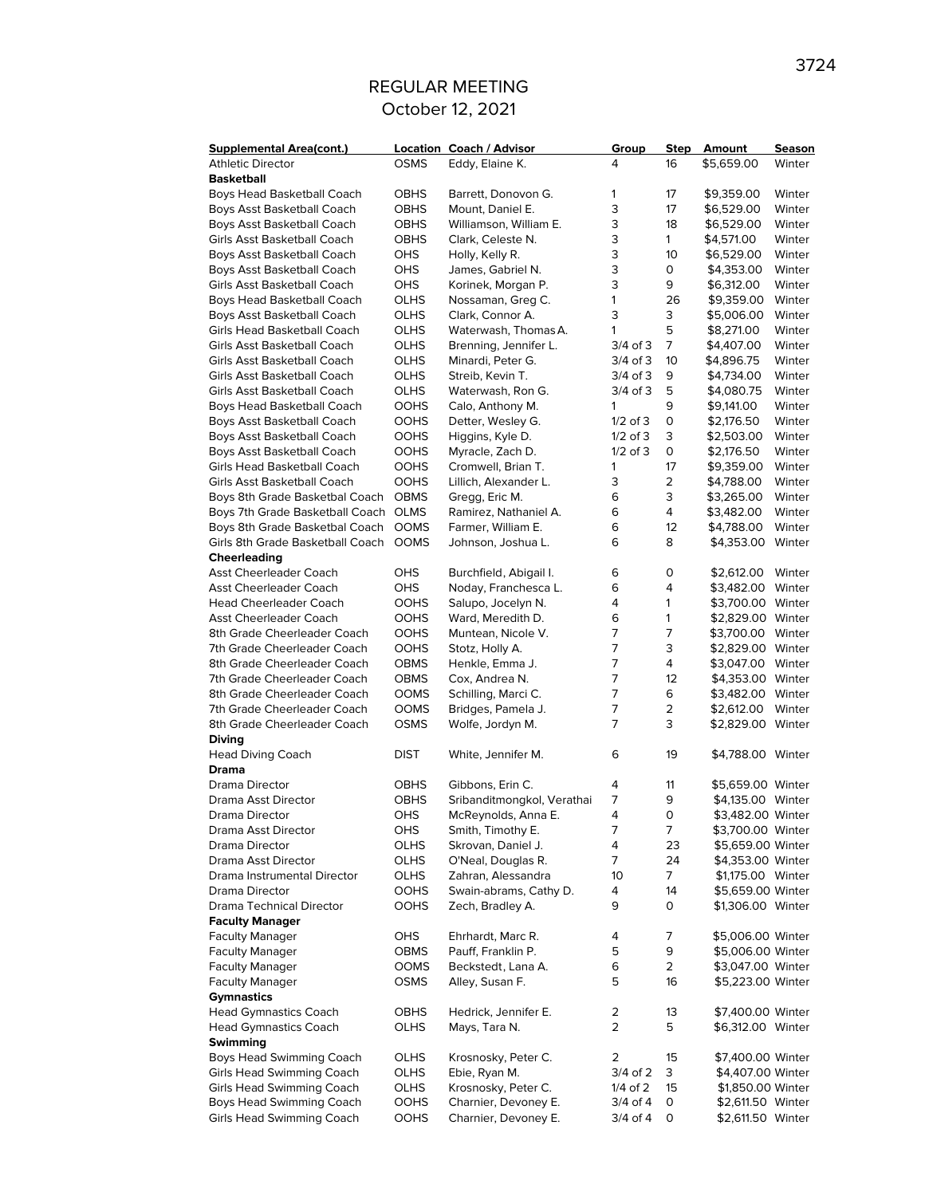# REGULAR MEETING
October 12, 2021

| Supplemental Area(cont.) | Location | Coach / Advisor | Group | Step | Amount | Season |
|---|---|---|---|---|---|---|
| Athletic Director | OSMS | Eddy, Elaine K. | 4 | 16 | $5,659.00 | Winter |
| **Basketball** | | | | | | |
| Boys Head Basketball Coach | OBHS | Barrett, Donovon G. | 1 | 17 | $9,359.00 | Winter |
| Boys Asst Basketball Coach | OBHS | Mount, Daniel E. | 3 | 17 | $6,529.00 | Winter |
| Boys Asst Basketball Coach | OBHS | Williamson, William E. | 3 | 18 | $6,529.00 | Winter |
| Girls Asst Basketball Coach | OBHS | Clark, Celeste N. | 3 | 1 | $4,571.00 | Winter |
| Boys Asst Basketball Coach | OHS | Holly, Kelly R. | 3 | 10 | $6,529.00 | Winter |
| Boys Asst Basketball Coach | OHS | James, Gabriel N. | 3 | 0 | $4,353.00 | Winter |
| Girls Asst Basketball Coach | OHS | Korinek, Morgan P. | 3 | 9 | $6,312.00 | Winter |
| Boys Head Basketball Coach | OLHS | Nossaman, Greg C. | 1 | 26 | $9,359.00 | Winter |
| Boys Asst Basketball Coach | OLHS | Clark, Connor A. | 3 | 3 | $5,006.00 | Winter |
| Girls Head Basketball Coach | OLHS | Waterwash, Thomas A. | 1 | 5 | $8,271.00 | Winter |
| Girls Asst Basketball Coach | OLHS | Brenning, Jennifer L. | 3/4 of 3 | 7 | $4,407.00 | Winter |
| Girls Asst Basketball Coach | OLHS | Minardi, Peter G. | 3/4 of 3 | 10 | $4,896.75 | Winter |
| Girls Asst Basketball Coach | OLHS | Streib, Kevin T. | 3/4 of 3 | 9 | $4,734.00 | Winter |
| Girls Asst Basketball Coach | OLHS | Waterwash, Ron G. | 3/4 of 3 | 5 | $4,080.75 | Winter |
| Boys Head Basketball Coach | OOHS | Calo, Anthony M. | 1 | 9 | $9,141.00 | Winter |
| Boys Asst Basketball Coach | OOHS | Detter, Wesley G. | 1/2 of 3 | 0 | $2,176.50 | Winter |
| Boys Asst Basketball Coach | OOHS | Higgins, Kyle D. | 1/2 of 3 | 3 | $2,503.00 | Winter |
| Boys Asst Basketball Coach | OOHS | Myracle, Zach D. | 1/2 of 3 | 0 | $2,176.50 | Winter |
| Girls Head Basketball Coach | OOHS | Cromwell, Brian T. | 1 | 17 | $9,359.00 | Winter |
| Girls Asst Basketball Coach | OOHS | Lillich, Alexander L. | 3 | 2 | $4,788.00 | Winter |
| Boys 8th Grade Basketbal Coach | OBMS | Gregg, Eric M. | 6 | 3 | $3,265.00 | Winter |
| Boys 7th Grade Basketball Coach | OLMS | Ramirez, Nathaniel A. | 6 | 4 | $3,482.00 | Winter |
| Boys 8th Grade Basketbal Coach | OOMS | Farmer, William E. | 6 | 12 | $4,788.00 | Winter |
| Girls 8th Grade Basketball Coach | OOMS | Johnson, Joshua L. | 6 | 8 | $4,353.00 | Winter |
| **Cheerleading** | | | | | | |
| Asst Cheerleader Coach | OHS | Burchfield, Abigail I. | 6 | 0 | $2,612.00 | Winter |
| Asst Cheerleader Coach | OHS | Noday, Franchesca L. | 6 | 4 | $3,482.00 | Winter |
| Head Cheerleader Coach | OOHS | Salupo, Jocelyn N. | 4 | 1 | $3,700.00 | Winter |
| Asst Cheerleader Coach | OOHS | Ward, Meredith D. | 6 | 1 | $2,829.00 | Winter |
| 8th Grade Cheerleader Coach | OOHS | Muntean, Nicole V. | 7 | 7 | $3,700.00 | Winter |
| 7th Grade Cheerleader Coach | OOHS | Stotz, Holly A. | 7 | 3 | $2,829.00 | Winter |
| 8th Grade Cheerleader Coach | OBMS | Henkle, Emma J. | 7 | 4 | $3,047.00 | Winter |
| 7th Grade Cheerleader Coach | OBMS | Cox, Andrea N. | 7 | 12 | $4,353.00 | Winter |
| 8th Grade Cheerleader Coach | OOMS | Schilling, Marci C. | 7 | 6 | $3,482.00 | Winter |
| 7th Grade Cheerleader Coach | OOMS | Bridges, Pamela J. | 7 | 2 | $2,612.00 | Winter |
| 8th Grade Cheerleader Coach | OSMS | Wolfe, Jordyn M. | 7 | 3 | $2,829.00 | Winter |
| **Diving** | | | | | | |
| Head Diving Coach | DIST | White, Jennifer M. | 6 | 19 | $4,788.00 | Winter |
| **Drama** | | | | | | |
| Drama Director | OBHS | Gibbons, Erin C. | 4 | 11 | $5,659.00 | Winter |
| Drama Asst Director | OBHS | Sribanditmongkol, Verathai | 7 | 9 | $4,135.00 | Winter |
| Drama Director | OHS | McReynolds, Anna E. | 4 | 0 | $3,482.00 | Winter |
| Drama Asst Director | OHS | Smith, Timothy E. | 7 | 7 | $3,700.00 | Winter |
| Drama Director | OLHS | Skrovan, Daniel J. | 4 | 23 | $5,659.00 | Winter |
| Drama Asst Director | OLHS | O'Neal, Douglas R. | 7 | 24 | $4,353.00 | Winter |
| Drama Instrumental Director | OLHS | Zahran, Alessandra | 10 | 7 | $1,175.00 | Winter |
| Drama Director | OOHS | Swain-abrams, Cathy D. | 4 | 14 | $5,659.00 | Winter |
| Drama Technical Director | OOHS | Zech, Bradley A. | 9 | 0 | $1,306.00 | Winter |
| **Faculty Manager** | | | | | | |
| Faculty Manager | OHS | Ehrhardt, Marc R. | 4 | 7 | $5,006.00 | Winter |
| Faculty Manager | OBMS | Pauff, Franklin P. | 5 | 9 | $5,006.00 | Winter |
| Faculty Manager | OOMS | Beckstedt, Lana A. | 6 | 2 | $3,047.00 | Winter |
| Faculty Manager | OSMS | Alley, Susan F. | 5 | 16 | $5,223.00 | Winter |
| **Gymnastics** | | | | | | |
| Head Gymnastics Coach | OBHS | Hedrick, Jennifer E. | 2 | 13 | $7,400.00 | Winter |
| Head Gymnastics Coach | OLHS | Mays, Tara N. | 2 | 5 | $6,312.00 | Winter |
| **Swimming** | | | | | | |
| Boys Head Swimming Coach | OLHS | Krosnosky, Peter C. | 2 | 15 | $7,400.00 | Winter |
| Girls Head Swimming Coach | OLHS | Ebie, Ryan M. | 3/4 of 2 | 3 | $4,407.00 | Winter |
| Girls Head Swimming Coach | OLHS | Krosnosky, Peter C. | 1/4 of 2 | 15 | $1,850.00 | Winter |
| Boys Head Swimming Coach | OOHS | Charnier, Devoney E. | 3/4 of 4 | 0 | $2,611.50 | Winter |
| Girls Head Swimming Coach | OOHS | Charnier, Devoney E. | 3/4 of 4 | 0 | $2,611.50 | Winter |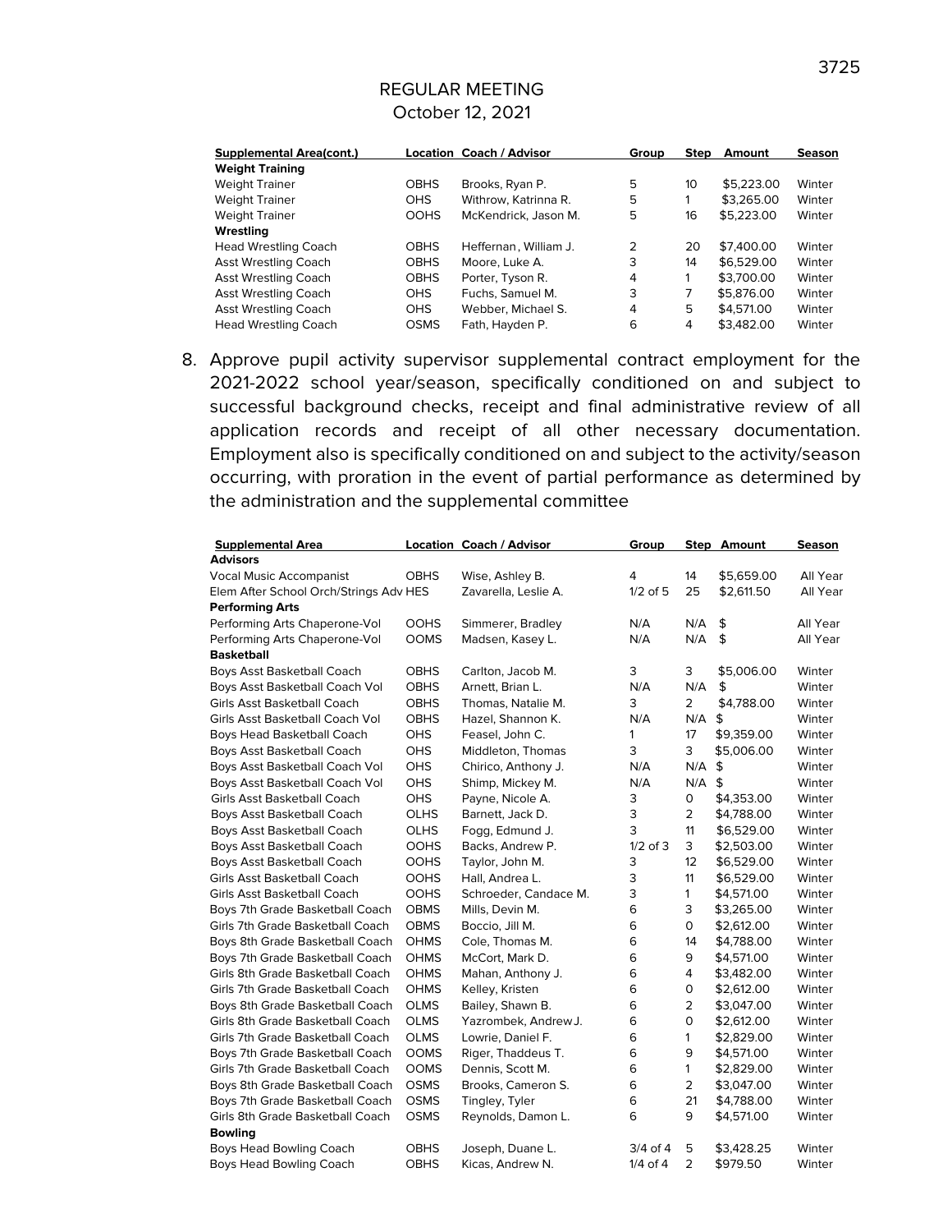REGULAR MEETING
October 12, 2021

| Supplemental Area(cont.) | Location | Coach / Advisor | Group | Step | Amount | Season |
|---|---|---|---|---|---|---|
| **Weight Training** | | | | | | |
| Weight Trainer | OBHS | Brooks, Ryan P. | 5 | 10 | $5,223.00 | Winter |
| Weight Trainer | OHS | Withrow, Katrinna R. | 5 | 1 | $3,265.00 | Winter |
| Weight Trainer | OOHS | McKendrick, Jason M. | 5 | 16 | $5,223.00 | Winter |
| **Wrestling** | | | | | | |
| Head Wrestling Coach | OBHS | Heffernan , William J. | 2 | 20 | $7,400.00 | Winter |
| Asst Wrestling Coach | OBHS | Moore, Luke A. | 3 | 14 | $6,529.00 | Winter |
| Asst Wrestling Coach | OBHS | Porter, Tyson R. | 4 | 1 | $3,700.00 | Winter |
| Asst Wrestling Coach | OHS | Fuchs, Samuel M. | 3 | 7 | $5,876.00 | Winter |
| Asst Wrestling Coach | OHS | Webber, Michael S. | 4 | 5 | $4,571.00 | Winter |
| Head Wrestling Coach | OSMS | Fath, Hayden P. | 6 | 4 | $3,482.00 | Winter |

8. Approve pupil activity supervisor supplemental contract employment for the 2021-2022 school year/season, specifically conditioned on and subject to successful background checks, receipt and final administrative review of all application records and receipt of all other necessary documentation. Employment also is specifically conditioned on and subject to the activity/season occurring, with proration in the event of partial performance as determined by the administration and the supplemental committee

| Supplemental Area | Location | Coach / Advisor | Group | Step | Amount | Season |
|---|---|---|---|---|---|---|
| **Advisors** | | | | | | |
| Vocal Music Accompanist | OBHS | Wise, Ashley B. | 4 | 14 | $5,659.00 | All Year |
| Elem After School Orch/Strings Adv | HES | Zavarella, Leslie A. | 1/2 of 5 | 25 | $2,611.50 | All Year |
| **Performing Arts** | | | | | | |
| Performing Arts Chaperone-Vol | OOHS | Simmerer, Bradley | N/A | N/A | $ | All Year |
| Performing Arts Chaperone-Vol | OOMS | Madsen, Kasey L. | N/A | N/A | $ | All Year |
| **Basketball** | | | | | | |
| Boys Asst Basketball Coach | OBHS | Carlton, Jacob M. | 3 | 3 | $5,006.00 | Winter |
| Boys Asst Basketball Coach Vol | OBHS | Arnett, Brian L. | N/A | N/A | $ | Winter |
| Girls Asst Basketball Coach | OBHS | Thomas, Natalie M. | 3 | 2 | $4,788.00 | Winter |
| Girls Asst Basketball Coach Vol | OBHS | Hazel, Shannon K. | N/A | N/A | $ | Winter |
| Boys Head Basketball Coach | OHS | Feasel, John C. | 1 | 17 | $9,359.00 | Winter |
| Boys Asst Basketball Coach | OHS | Middleton, Thomas | 3 | 3 | $5,006.00 | Winter |
| Boys Asst Basketball Coach Vol | OHS | Chirico, Anthony J. | N/A | N/A | $ | Winter |
| Boys Asst Basketball Coach Vol | OHS | Shimp, Mickey M. | N/A | N/A | $ | Winter |
| Girls Asst Basketball Coach | OHS | Payne, Nicole A. | 3 | 0 | $4,353.00 | Winter |
| Boys Asst Basketball Coach | OLHS | Barnett, Jack D. | 3 | 2 | $4,788.00 | Winter |
| Boys Asst Basketball Coach | OLHS | Fogg, Edmund J. | 3 | 11 | $6,529.00 | Winter |
| Boys Asst Basketball Coach | OOHS | Backs, Andrew P. | 1/2 of 3 | 3 | $2,503.00 | Winter |
| Boys Asst Basketball Coach | OOHS | Taylor, John M. | 3 | 12 | $6,529.00 | Winter |
| Girls Asst Basketball Coach | OOHS | Hall, Andrea L. | 3 | 11 | $6,529.00 | Winter |
| Girls Asst Basketball Coach | OOHS | Schroeder, Candace M. | 3 | 1 | $4,571.00 | Winter |
| Boys 7th Grade Basketball Coach | OBMS | Mills, Devin M. | 6 | 3 | $3,265.00 | Winter |
| Girls 7th Grade Basketball Coach | OBMS | Boccio, Jill M. | 6 | 0 | $2,612.00 | Winter |
| Boys 8th Grade Basketball Coach | OHMS | Cole, Thomas M. | 6 | 14 | $4,788.00 | Winter |
| Boys 7th Grade Basketball Coach | OHMS | McCort, Mark D. | 6 | 9 | $4,571.00 | Winter |
| Girls 8th Grade Basketball Coach | OHMS | Mahan, Anthony J. | 6 | 4 | $3,482.00 | Winter |
| Girls 7th Grade Basketball Coach | OHMS | Kelley, Kristen | 6 | 0 | $2,612.00 | Winter |
| Boys 8th Grade Basketball Coach | OLMS | Bailey, Shawn B. | 6 | 2 | $3,047.00 | Winter |
| Girls 8th Grade Basketball Coach | OLMS | Yazrombek, Andrew J. | 6 | 0 | $2,612.00 | Winter |
| Girls 7th Grade Basketball Coach | OLMS | Lowrie, Daniel F. | 6 | 1 | $2,829.00 | Winter |
| Boys 7th Grade Basketball Coach | OOMS | Riger, Thaddeus T. | 6 | 9 | $4,571.00 | Winter |
| Girls 7th Grade Basketball Coach | OOMS | Dennis, Scott M. | 6 | 1 | $2,829.00 | Winter |
| Boys 8th Grade Basketball Coach | OSMS | Brooks, Cameron S. | 6 | 2 | $3,047.00 | Winter |
| Boys 7th Grade Basketball Coach | OSMS | Tingley, Tyler | 6 | 21 | $4,788.00 | Winter |
| Girls 8th Grade Basketball Coach | OSMS | Reynolds, Damon L. | 6 | 9 | $4,571.00 | Winter |
| **Bowling** | | | | | | |
| Boys Head Bowling Coach | OBHS | Joseph, Duane L. | 3/4 of 4 | 5 | $3,428.25 | Winter |
| Boys Head Bowling Coach | OBHS | Kicas, Andrew N. | 1/4 of 4 | 2 | $979.50 | Winter |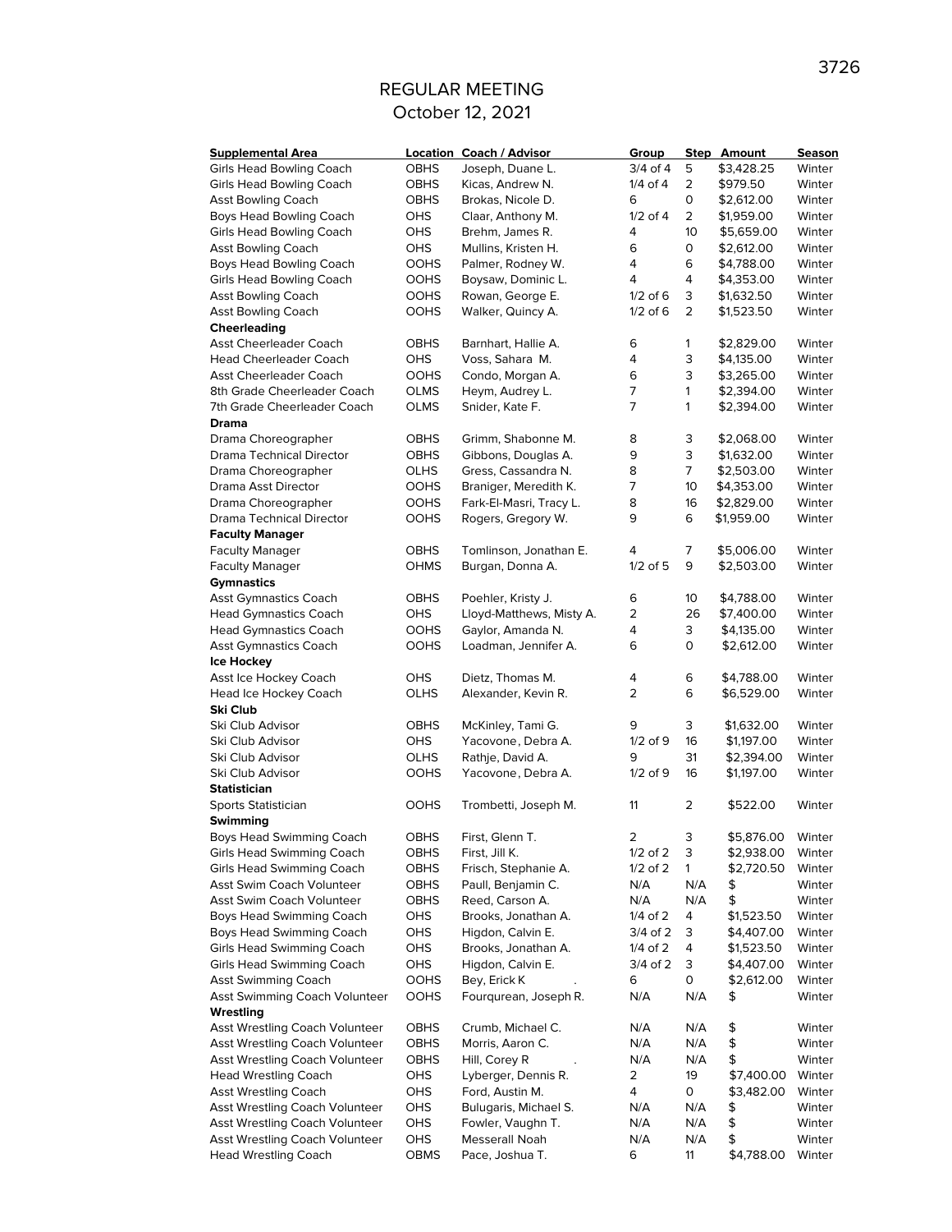# REGULAR MEETING

October 12, 2021

| Supplemental Area | Location | Coach / Advisor | Group | Step | Amount | Season |
|---|---|---|---|---|---|---|
| Girls Head Bowling Coach | OBHS | Joseph, Duane L. | 3/4 of 4 | 5 | $3,428.25 | Winter |
| Girls Head Bowling Coach | OBHS | Kicas, Andrew N. | 1/4 of 4 | 2 | $979.50 | Winter |
| Asst Bowling Coach | OBHS | Brokas, Nicole D. | 6 | 0 | $2,612.00 | Winter |
| Boys Head Bowling Coach | OHS | Claar, Anthony M. | 1/2 of 4 | 2 | $1,959.00 | Winter |
| Girls Head Bowling Coach | OHS | Brehm, James R. | 4 | 10 | $5,659.00 | Winter |
| Asst Bowling Coach | OHS | Mullins, Kristen H. | 6 | 0 | $2,612.00 | Winter |
| Boys Head Bowling Coach | OOHS | Palmer, Rodney W. | 4 | 6 | $4,788.00 | Winter |
| Girls Head Bowling Coach | OOHS | Boysaw, Dominic L. | 4 | 4 | $4,353.00 | Winter |
| Asst Bowling Coach | OOHS | Rowan, George E. | 1/2 of 6 | 3 | $1,632.50 | Winter |
| Asst Bowling Coach | OOHS | Walker, Quincy A. | 1/2 of 6 | 2 | $1,523.50 | Winter |
| **Cheerleading** | | | | | | |
| Asst Cheerleader Coach | OBHS | Barnhart, Hallie A. | 6 | 1 | $2,829.00 | Winter |
| Head Cheerleader Coach | OHS | Voss, Sahara M. | 4 | 3 | $4,135.00 | Winter |
| Asst Cheerleader Coach | OOHS | Condo, Morgan A. | 6 | 3 | $3,265.00 | Winter |
| 8th Grade Cheerleader Coach | OLMS | Heym, Audrey L. | 7 | 1 | $2,394.00 | Winter |
| 7th Grade Cheerleader Coach | OLMS | Snider, Kate F. | 7 | 1 | $2,394.00 | Winter |
| **Drama** | | | | | | |
| Drama Choreographer | OBHS | Grimm, Shabonne M. | 8 | 3 | $2,068.00 | Winter |
| Drama Technical Director | OBHS | Gibbons, Douglas A. | 9 | 3 | $1,632.00 | Winter |
| Drama Choreographer | OLHS | Gress, Cassandra N. | 8 | 7 | $2,503.00 | Winter |
| Drama Asst Director | OOHS | Braniger, Meredith K. | 7 | 10 | $4,353.00 | Winter |
| Drama Choreographer | OOHS | Fark-El-Masri, Tracy L. | 8 | 16 | $2,829.00 | Winter |
| Drama Technical Director | OOHS | Rogers, Gregory W. | 9 | 6 | $1,959.00 | Winter |
| **Faculty Manager** | | | | | | |
| Faculty Manager | OBHS | Tomlinson, Jonathan E. | 4 | 7 | $5,006.00 | Winter |
| Faculty Manager | OHMS | Burgan, Donna A. | 1/2 of 5 | 9 | $2,503.00 | Winter |
| **Gymnastics** | | | | | | |
| Asst Gymnastics Coach | OBHS | Poehler, Kristy J. | 6 | 10 | $4,788.00 | Winter |
| Head Gymnastics Coach | OHS | Lloyd-Matthews, Misty A. | 2 | 26 | $7,400.00 | Winter |
| Head Gymnastics Coach | OOHS | Gaylor, Amanda N. | 4 | 3 | $4,135.00 | Winter |
| Asst Gymnastics Coach | OOHS | Loadman, Jennifer A. | 6 | 0 | $2,612.00 | Winter |
| **Ice Hockey** | | | | | | |
| Asst Ice Hockey Coach | OHS | Dietz, Thomas M. | 4 | 6 | $4,788.00 | Winter |
| Head Ice Hockey Coach | OLHS | Alexander, Kevin R. | 2 | 6 | $6,529.00 | Winter |
| **Ski Club** | | | | | | |
| Ski Club Advisor | OBHS | McKinley, Tami G. | 9 | 3 | $1,632.00 | Winter |
| Ski Club Advisor | OHS | Yacovone, Debra A. | 1/2 of 9 | 16 | $1,197.00 | Winter |
| Ski Club Advisor | OLHS | Rathje, David A. | 9 | 31 | $2,394.00 | Winter |
| Ski Club Advisor | OOHS | Yacovone, Debra A. | 1/2 of 9 | 16 | $1,197.00 | Winter |
| **Statistician** | | | | | | |
| Sports Statistician | OOHS | Trombetti, Joseph M. | 11 | 2 | $522.00 | Winter |
| **Swimming** | | | | | | |
| Boys Head Swimming Coach | OBHS | First, Glenn T. | 2 | 3 | $5,876.00 | Winter |
| Girls Head Swimming Coach | OBHS | First, Jill K. | 1/2 of 2 | 3 | $2,938.00 | Winter |
| Girls Head Swimming Coach | OBHS | Frisch, Stephanie A. | 1/2 of 2 | 1 | $2,720.50 | Winter |
| Asst Swim Coach Volunteer | OBHS | Paull, Benjamin C. | N/A | N/A | $ | Winter |
| Asst Swim Coach Volunteer | OBHS | Reed, Carson A. | N/A | N/A | $ | Winter |
| Boys Head Swimming Coach | OHS | Brooks, Jonathan A. | 1/4 of 2 | 4 | $1,523.50 | Winter |
| Boys Head Swimming Coach | OHS | Higdon, Calvin E. | 3/4 of 2 | 3 | $4,407.00 | Winter |
| Girls Head Swimming Coach | OHS | Brooks, Jonathan A. | 1/4 of 2 | 4 | $1,523.50 | Winter |
| Girls Head Swimming Coach | OHS | Higdon, Calvin E. | 3/4 of 2 | 3 | $4,407.00 | Winter |
| Asst Swimming Coach | OOHS | Bey, Erick K . | 6 | 0 | $2,612.00 | Winter |
| Asst Swimming Coach Volunteer | OOHS | Fourqurean, Joseph R. | N/A | N/A | $ | Winter |
| **Wrestling** | | | | | | |
| Asst Wrestling Coach Volunteer | OBHS | Crumb, Michael C. | N/A | N/A | $ | Winter |
| Asst Wrestling Coach Volunteer | OBHS | Morris, Aaron C. | N/A | N/A | $ | Winter |
| Asst Wrestling Coach Volunteer | OBHS | Hill, Corey R . | N/A | N/A | $ | Winter |
| Head Wrestling Coach | OHS | Lyberger, Dennis R. | 2 | 19 | $7,400.00 | Winter |
| Asst Wrestling Coach | OHS | Ford, Austin M. | 4 | 0 | $3,482.00 | Winter |
| Asst Wrestling Coach Volunteer | OHS | Bulugaris, Michael S. | N/A | N/A | $ | Winter |
| Asst Wrestling Coach Volunteer | OHS | Fowler, Vaughn T. | N/A | N/A | $ | Winter |
| Asst Wrestling Coach Volunteer | OHS | Messerall Noah | N/A | N/A | $ | Winter |
| Head Wrestling Coach | OBMS | Pace, Joshua T. | 6 | 11 | $4,788.00 | Winter |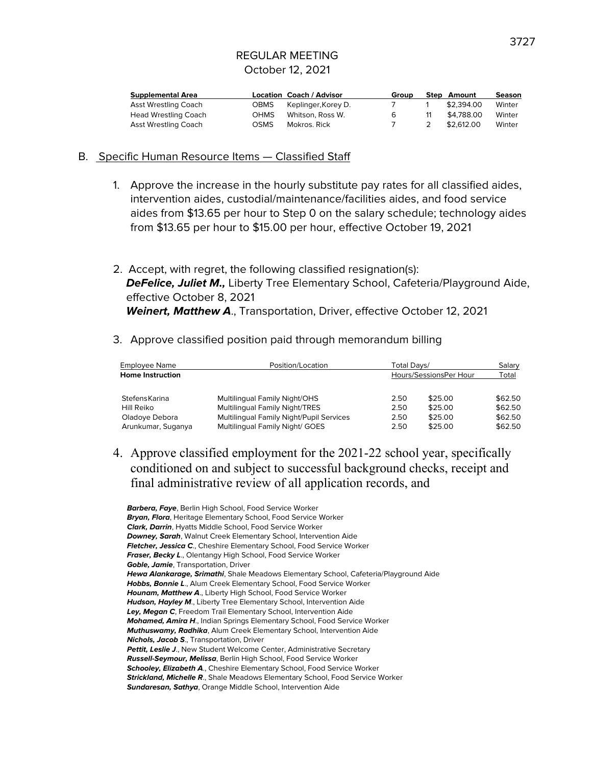REGULAR MEETING
October 12, 2021

| Supplemental Area | Location | Coach / Advisor | Group | Step | Amount | Season |
|---|---|---|---|---|---|---|
| Asst Wrestling Coach | OBMS | Keplinger,Korey D. | 7 | 1 | $2,394.00 | Winter |
| Head Wrestling Coach | OHMS | Whitson, Ross W. | 6 | 11 | $4,788.00 | Winter |
| Asst Wrestling Coach | OSMS | Mokros. Rick | 7 | 2 | $2,612.00 | Winter |

B. Specific Human Resource Items — Classified Staff

1. Approve the increase in the hourly substitute pay rates for all classified aides, intervention aides, custodial/maintenance/facilities aides, and food service aides from $13.65 per hour to Step 0 on the salary schedule; technology aides from $13.65 per hour to $15.00 per hour, effective October 19, 2021

2. Accept, with regret, the following classified resignation(s):
   ***DeFelice, Juliet M.,*** Liberty Tree Elementary School, Cafeteria/Playground Aide, effective October 8, 2021
   ***Weinert, Matthew A***., Transportation, Driver, effective October 12, 2021

3. Approve classified position paid through memorandum billing

| Employee Name | Position/Location | Total Days/ Hours/Sessions | Per Hour | Salary Total |
|---|---|---|---|---|
| **Home Instruction** | | | | |
| StefensKarina | Multilingual Family Night/OHS | 2.50 | $25.00 | $62.50 |
| Hill Reiko | Multilingual Family Night/TRES | 2.50 | $25.00 | $62.50 |
| Oladoye Debora | Multilingual Family Night/Pupil Services | 2.50 | $25.00 | $62.50 |
| Arunkumar, Suganya | Multilingual Family Night/ GOES | 2.50 | $25.00 | $62.50 |

4. Approve classified employment for the 2021-22 school year, specifically conditioned on and subject to successful background checks, receipt and final administrative review of all application records, and

***Barbera, Faye***, Berlin High School, Food Service Worker
***Bryan, Flora***, Heritage Elementary School, Food Service Worker
***Clark, Darrin***, Hyatts Middle School, Food Service Worker
***Downey, Sarah***, Walnut Creek Elementary School, Intervention Aide
***Fletcher, Jessica C***., Cheshire Elementary School, Food Service Worker
***Fraser, Becky L***., Olentangy High School, Food Service Worker
***Goble, Jamie***, Transportation, Driver
***Hewa Alankarage, Srimathi***, Shale Meadows Elementary School, Cafeteria/Playground Aide
***Hobbs, Bonnie L***., Alum Creek Elementary School, Food Service Worker
***Hounam, Matthew A***., Liberty High School, Food Service Worker
***Hudson, Hayley M***., Liberty Tree Elementary School, Intervention Aide
***Ley, Megan C***, Freedom Trail Elementary School, Intervention Aide
***Mohamed, Amira H***., Indian Springs Elementary School, Food Service Worker
***Muthuswamy, Radhika***, Alum Creek Elementary School, Intervention Aide
***Nichols, Jacob S***., Transportation, Driver
***Pettit, Leslie J***., New Student Welcome Center, Administrative Secretary
***Russell-Seymour, Melissa***, Berlin High School, Food Service Worker
***Schooley, Elizabeth A***., Cheshire Elementary School, Food Service Worker
***Strickland, Michelle R***., Shale Meadows Elementary School, Food Service Worker
***Sundaresan, Sathya***, Orange Middle School, Intervention Aide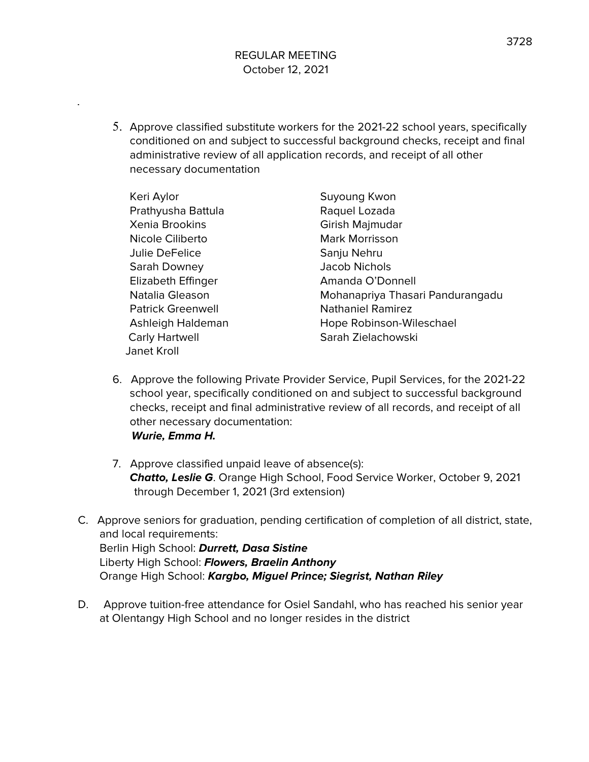REGULAR MEETING
October 12, 2021

5. Approve classified substitute workers for the 2021-22 school years, specifically conditioned on and subject to successful background checks, receipt and final administrative review of all application records, and receipt of all other necessary documentation

   Keri Aylor
   Prathyusha Battula
   Xenia Brookins
   Nicole Ciliberto
   Julie DeFelice
   Sarah Downey
   Elizabeth Effinger
   Natalia Gleason
   Patrick Greenwell
   Ashleigh Haldeman
   Carly Hartwell
   Janet Kroll
   Suyoung Kwon
   Raquel Lozada
   Girish Majmudar
   Mark Morrisson
   Sanju Nehru
   Jacob Nichols
   Amanda O'Donnell
   Mohanapriya Thasari Pandurangadu
   Nathaniel Ramirez
   Hope Robinson-Wileschael
   Sarah Zielachowski

6. Approve the following Private Provider Service, Pupil Services, for the 2021-22 school year, specifically conditioned on and subject to successful background checks, receipt and final administrative review of all records, and receipt of all other necessary documentation:
   ***Wurie, Emma H.***

7. Approve classified unpaid leave of absence(s):
   ***Chatto, Leslie G***. Orange High School, Food Service Worker, October 9, 2021 through December 1, 2021 (3rd extension)

C. Approve seniors for graduation, pending certification of completion of all district, state, and local requirements:
   Berlin High School: ***Durrett, Dasa Sistine***
   Liberty High School: ***Flowers, Braelin Anthony***
   Orange High School: ***Kargbo, Miguel Prince; Siegrist, Nathan Riley***

D. Approve tuition-free attendance for Osiel Sandahl, who has reached his senior year at Olentangy High School and no longer resides in the district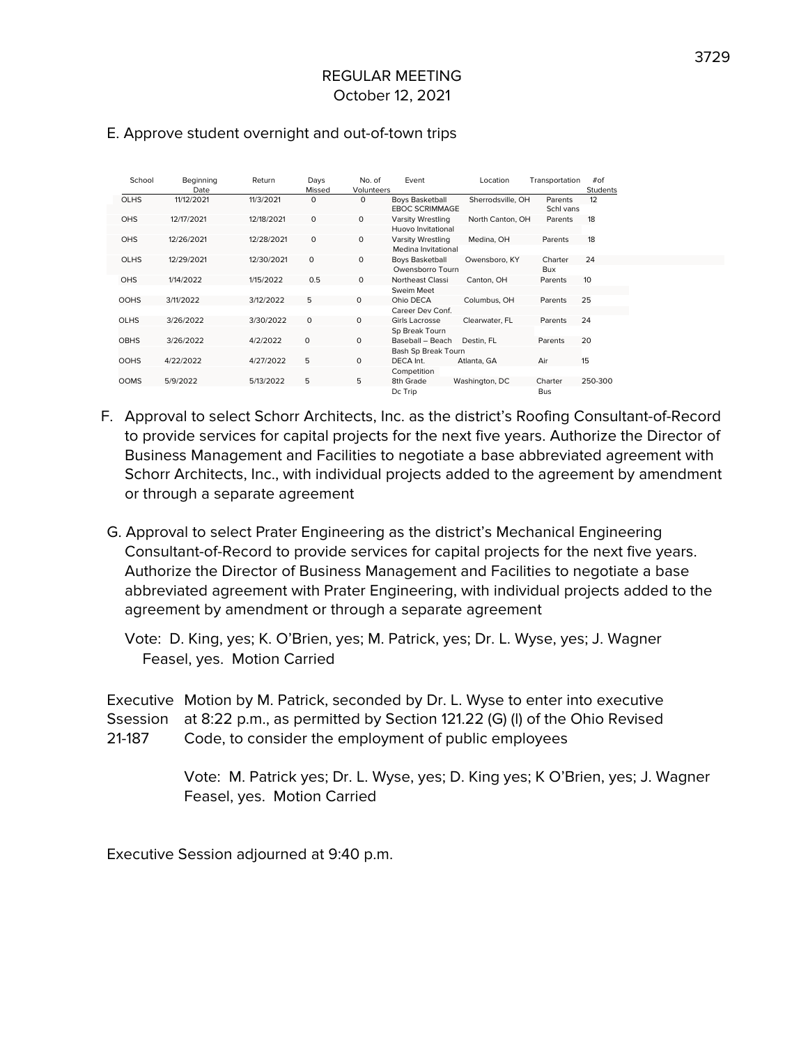## REGULAR MEETING
October 12, 2021

E. Approve student overnight and out-of-town trips

| School | Beginning Date | Return | Days Missed | No. of Volunteers | Event | Location | Transportation | #of Students |
|---|---|---|---|---|---|---|---|---|
| OLHS | 11/12/2021 | 11/3/2021 | 0 | 0 | Boys Basketball EBOC SCRIMMAGE | Sherrodsville, OH | Parents Schl vans | 12 |
| OHS | 12/17/2021 | 12/18/2021 | 0 | 0 | Varsity Wrestling Huovo Invitational | North Canton, OH | Parents | 18 |
| OHS | 12/26/2021 | 12/28/2021 | 0 | 0 | Varsity Wrestling Medina Invitational | Medina, OH | Parents | 18 |
| OLHS | 12/29/2021 | 12/30/2021 | 0 | 0 | Boys Basketball Owensborro Tourn | Owensboro, KY | Charter Bux | 24 |
| OHS | 1/14/2022 | 1/15/2022 | 0.5 | 0 | Northeast Classi Sweim Meet | Canton, OH | Parents | 10 |
| OOHS | 3/11/2022 | 3/12/2022 | 5 | 0 | Ohio DECA Career Dev Conf. | Columbus, OH | Parents | 25 |
| OLHS | 3/26/2022 | 3/30/2022 | 0 | 0 | Girls Lacrosse Sp Break Tourn | Clearwater, FL | Parents | 24 |
| OBHS | 3/26/2022 | 4/2/2022 | 0 | 0 | Baseball – Beach Bash Sp Break Tourn | Destin, FL | Parents | 20 |
| OOHS | 4/22/2022 | 4/27/2022 | 5 | 0 | DECA Int. Competition | Atlanta, GA | Air | 15 |
| OOMS | 5/9/2022 | 5/13/2022 | 5 | 5 | 8th Grade Dc Trip | Washington, DC | Charter Bus | 250-300 |

F. Approval to select Schorr Architects, Inc. as the district's Roofing Consultant-of-Record to provide services for capital projects for the next five years. Authorize the Director of Business Management and Facilities to negotiate a base abbreviated agreement with Schorr Architects, Inc., with individual projects added to the agreement by amendment or through a separate agreement

G. Approval to select Prater Engineering as the district's Mechanical Engineering Consultant-of-Record to provide services for capital projects for the next five years. Authorize the Director of Business Management and Facilities to negotiate a base abbreviated agreement with Prater Engineering, with individual projects added to the agreement by amendment or through a separate agreement

Vote: D. King, yes; K. O'Brien, yes; M. Patrick, yes; Dr. L. Wyse, yes; J. Wagner Feasel, yes. Motion Carried

**Executive Ssession 21-187**

Motion by M. Patrick, seconded by Dr. L. Wyse to enter into executive at 8:22 p.m., as permitted by Section 121.22 (G) (l) of the Ohio Revised Code, to consider the employment of public employees

Vote: M. Patrick yes; Dr. L. Wyse, yes; D. King yes; K O'Brien, yes; J. Wagner Feasel, yes. Motion Carried

Executive Session adjourned at 9:40 p.m.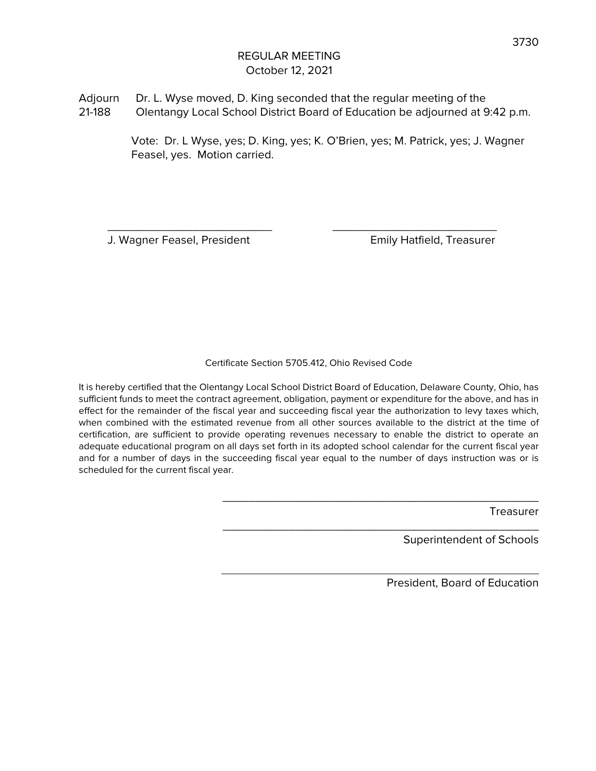REGULAR MEETING
October 12, 2021

Adjourn
21-188

Dr. L. Wyse moved, D. King seconded that the regular meeting of the Olentangy Local School District Board of Education be adjourned at 9:42 p.m.

Vote: Dr. L Wyse, yes; D. King, yes; K. O'Brien, yes; M. Patrick, yes; J. Wagner Feasel, yes. Motion carried.

\_\_\_\_\_\_\_\_\_\_\_\_\_\_\_\_\_\_\_\_\_\_\_\_\_\_\_\_
J. Wagner Feasel, President

\_\_\_\_\_\_\_\_\_\_\_\_\_\_\_\_\_\_\_\_\_\_\_\_\_\_\_\_
Emily Hatfield, Treasurer

Certificate Section 5705.412, Ohio Revised Code

It is hereby certified that the Olentangy Local School District Board of Education, Delaware County, Ohio, has sufficient funds to meet the contract agreement, obligation, payment or expenditure for the above, and has in effect for the remainder of the fiscal year and succeeding fiscal year the authorization to levy taxes which, when combined with the estimated revenue from all other sources available to the district at the time of certification, are sufficient to provide operating revenues necessary to enable the district to operate an adequate educational program on all days set forth in its adopted school calendar for the current fiscal year and for a number of days in the succeeding fiscal year equal to the number of days instruction was or is scheduled for the current fiscal year.

\_\_\_\_\_\_\_\_\_\_\_\_\_\_\_\_\_\_\_\_\_\_\_\_\_\_\_\_\_\_\_\_\_\_\_\_\_\_\_\_
Treasurer

\_\_\_\_\_\_\_\_\_\_\_\_\_\_\_\_\_\_\_\_\_\_\_\_\_\_\_\_\_\_\_\_\_\_\_\_\_\_\_\_
Superintendent of Schools

\_\_\_\_\_\_\_\_\_\_\_\_\_\_\_\_\_\_\_\_\_\_\_\_\_\_\_\_\_\_\_\_\_\_\_\_\_\_\_\_
President, Board of Education